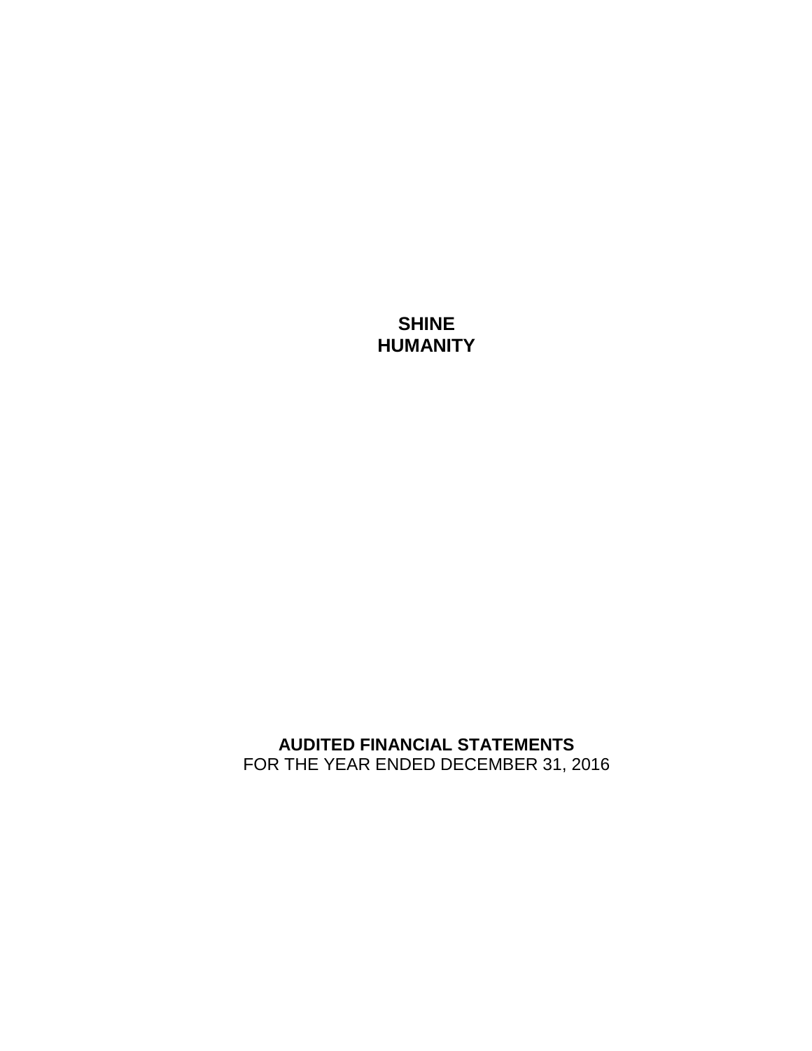# SHINE HUMANITY

**AUDITED FINANCIAL STATEMENTS**

FOR THE YEAR ENDED DECEMBER 31, 2016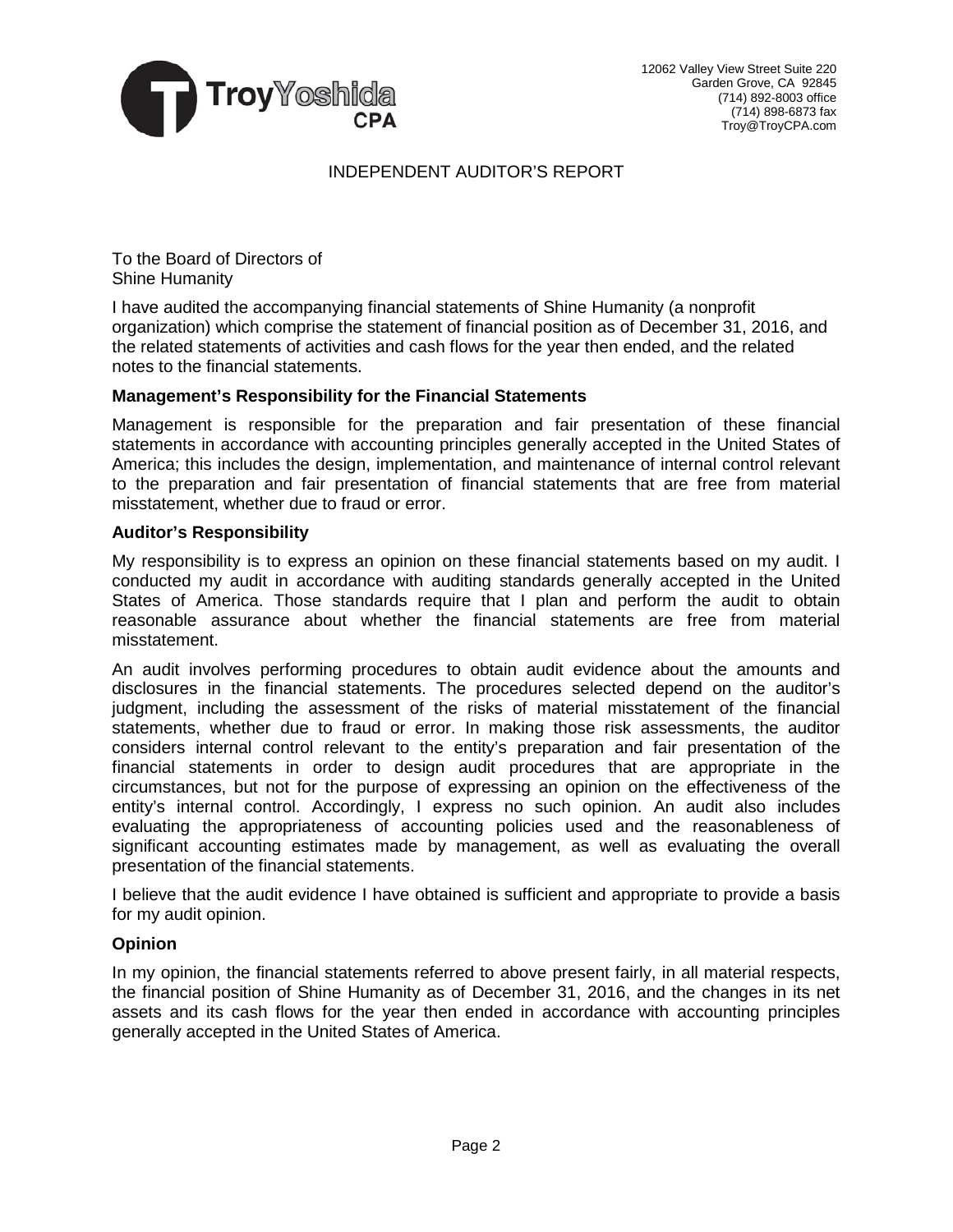TroyYoshida CPA

12062 Valley View Street Suite 220
Garden Grove, CA 92845
(714) 892-8003 office
(714) 898-6873 fax
Troy@TroyCPA.com

# INDEPENDENT AUDITOR'S REPORT

To the Board of Directors of
Shine Humanity

I have audited the accompanying financial statements of Shine Humanity (a nonprofit organization) which comprise the statement of financial position as of December 31, 2016, and the related statements of activities and cash flows for the year then ended, and the related notes to the financial statements.

**Management's Responsibility for the Financial Statements**

Management is responsible for the preparation and fair presentation of these financial statements in accordance with accounting principles generally accepted in the United States of America; this includes the design, implementation, and maintenance of internal control relevant to the preparation and fair presentation of financial statements that are free from material misstatement, whether due to fraud or error.

**Auditor's Responsibility**

My responsibility is to express an opinion on these financial statements based on my audit. I conducted my audit in accordance with auditing standards generally accepted in the United States of America. Those standards require that I plan and perform the audit to obtain reasonable assurance about whether the financial statements are free from material misstatement.

An audit involves performing procedures to obtain audit evidence about the amounts and disclosures in the financial statements. The procedures selected depend on the auditor's judgment, including the assessment of the risks of material misstatement of the financial statements, whether due to fraud or error. In making those risk assessments, the auditor considers internal control relevant to the entity's preparation and fair presentation of the financial statements in order to design audit procedures that are appropriate in the circumstances, but not for the purpose of expressing an opinion on the effectiveness of the entity's internal control. Accordingly, I express no such opinion. An audit also includes evaluating the appropriateness of accounting policies used and the reasonableness of significant accounting estimates made by management, as well as evaluating the overall presentation of the financial statements.

I believe that the audit evidence I have obtained is sufficient and appropriate to provide a basis for my audit opinion.

**Opinion**

In my opinion, the financial statements referred to above present fairly, in all material respects, the financial position of Shine Humanity as of December 31, 2016, and the changes in its net assets and its cash flows for the year then ended in accordance with accounting principles generally accepted in the United States of America.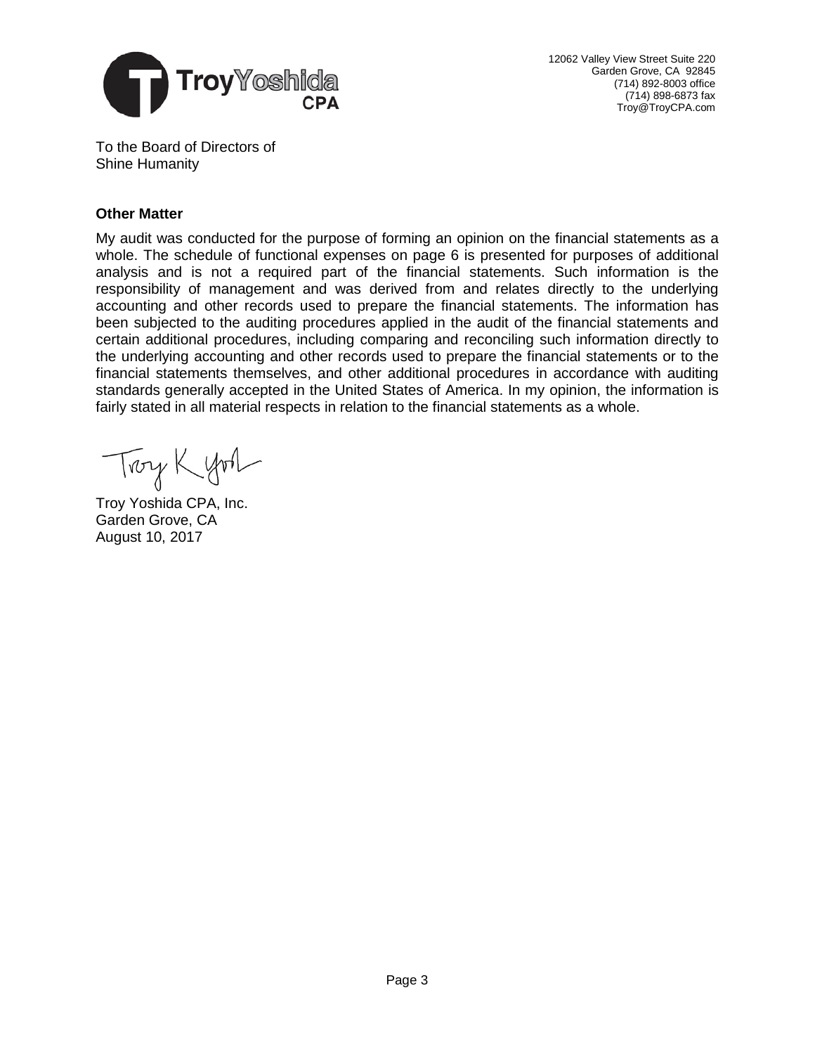12062 Valley View Street Suite 220
Garden Grove, CA 92845
(714) 892-8003 office
(714) 898-6873 fax
Troy@TroyCPA.com

To the Board of Directors of
Shine Humanity

**Other Matter**

My audit was conducted for the purpose of forming an opinion on the financial statements as a whole. The schedule of functional expenses on page 6 is presented for purposes of additional analysis and is not a required part of the financial statements. Such information is the responsibility of management and was derived from and relates directly to the underlying accounting and other records used to prepare the financial statements. The information has been subjected to the auditing procedures applied in the audit of the financial statements and certain additional procedures, including comparing and reconciling such information directly to the underlying accounting and other records used to prepare the financial statements or to the financial statements themselves, and other additional procedures in accordance with auditing standards generally accepted in the United States of America. In my opinion, the information is fairly stated in all material respects in relation to the financial statements as a whole.

Troy Yoshida CPA, Inc.
Garden Grove, CA
August 10, 2017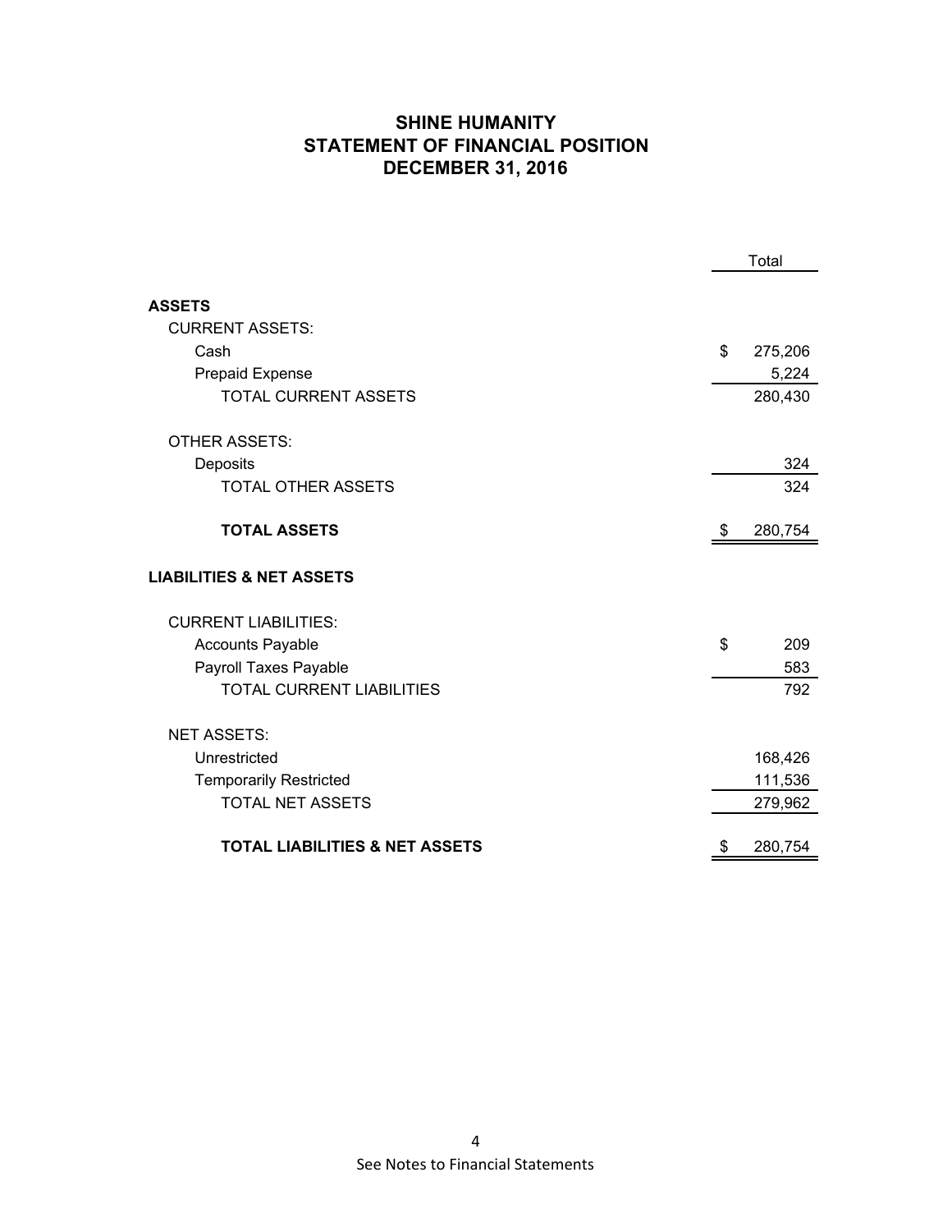# SHINE HUMANITY
## STATEMENT OF FINANCIAL POSITION
## DECEMBER 31, 2016

| | Total |
|---|---|
| **ASSETS** | |
| CURRENT ASSETS: | |
| Cash | $ 275,206 |
| Prepaid Expense | 5,224 |
| TOTAL CURRENT ASSETS | 280,430 |
| OTHER ASSETS: | |
| Deposits | 324 |
| TOTAL OTHER ASSETS | 324 |
| **TOTAL ASSETS** | $ 280,754 |
| **LIABILITIES & NET ASSETS** | |
| CURRENT LIABILITIES: | |
| Accounts Payable | $ 209 |
| Payroll Taxes Payable | 583 |
| TOTAL CURRENT LIABILITIES | 792 |
| NET ASSETS: | |
| Unrestricted | 168,426 |
| Temporarily Restricted | 111,536 |
| TOTAL NET ASSETS | 279,962 |
| **TOTAL LIABILITIES & NET ASSETS** | $ 280,754 |

See Notes to Financial Statements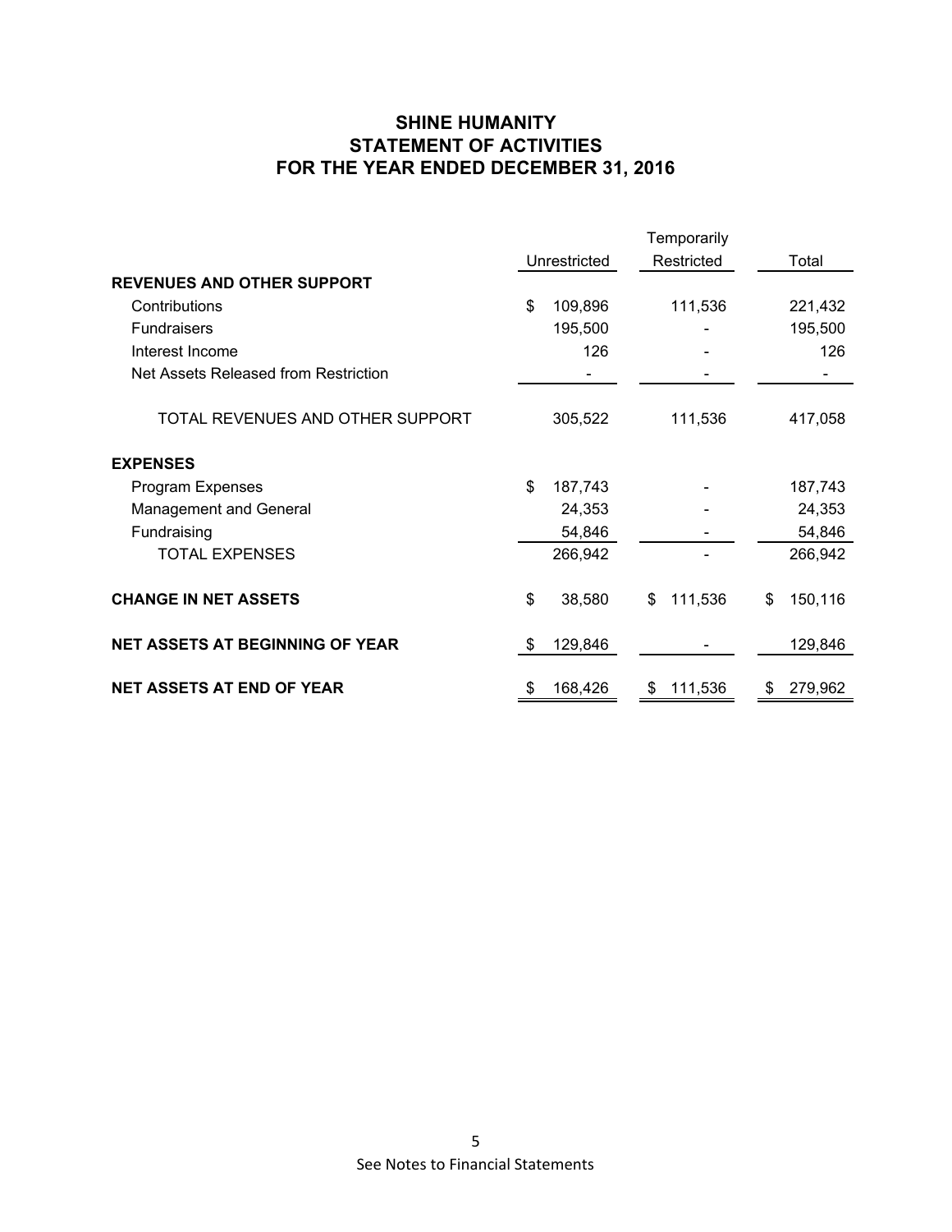# SHINE HUMANITY
## STATEMENT OF ACTIVITIES
## FOR THE YEAR ENDED DECEMBER 31, 2016

| | Unrestricted | Temporarily Restricted | Total |
|---|---|---|---|
| **REVENUES AND OTHER SUPPORT** | | | |
| Contributions | $ 109,896 | 111,536 | 221,432 |
| Fundraisers | 195,500 | - | 195,500 |
| Interest Income | 126 | - | 126 |
| Net Assets Released from Restriction | - | - | - |
| TOTAL REVENUES AND OTHER SUPPORT | 305,522 | 111,536 | 417,058 |
| **EXPENSES** | | | |
| Program Expenses | $ 187,743 | - | 187,743 |
| Management and General | 24,353 | - | 24,353 |
| Fundraising | 54,846 | - | 54,846 |
| TOTAL EXPENSES | 266,942 | - | 266,942 |
| **CHANGE IN NET ASSETS** | $ 38,580 | $ 111,536 | $ 150,116 |
| **NET ASSETS AT BEGINNING OF YEAR** | $ 129,846 | - | 129,846 |
| **NET ASSETS AT END OF YEAR** | $ 168,426 | $ 111,536 | $ 279,962 |

See Notes to Financial Statements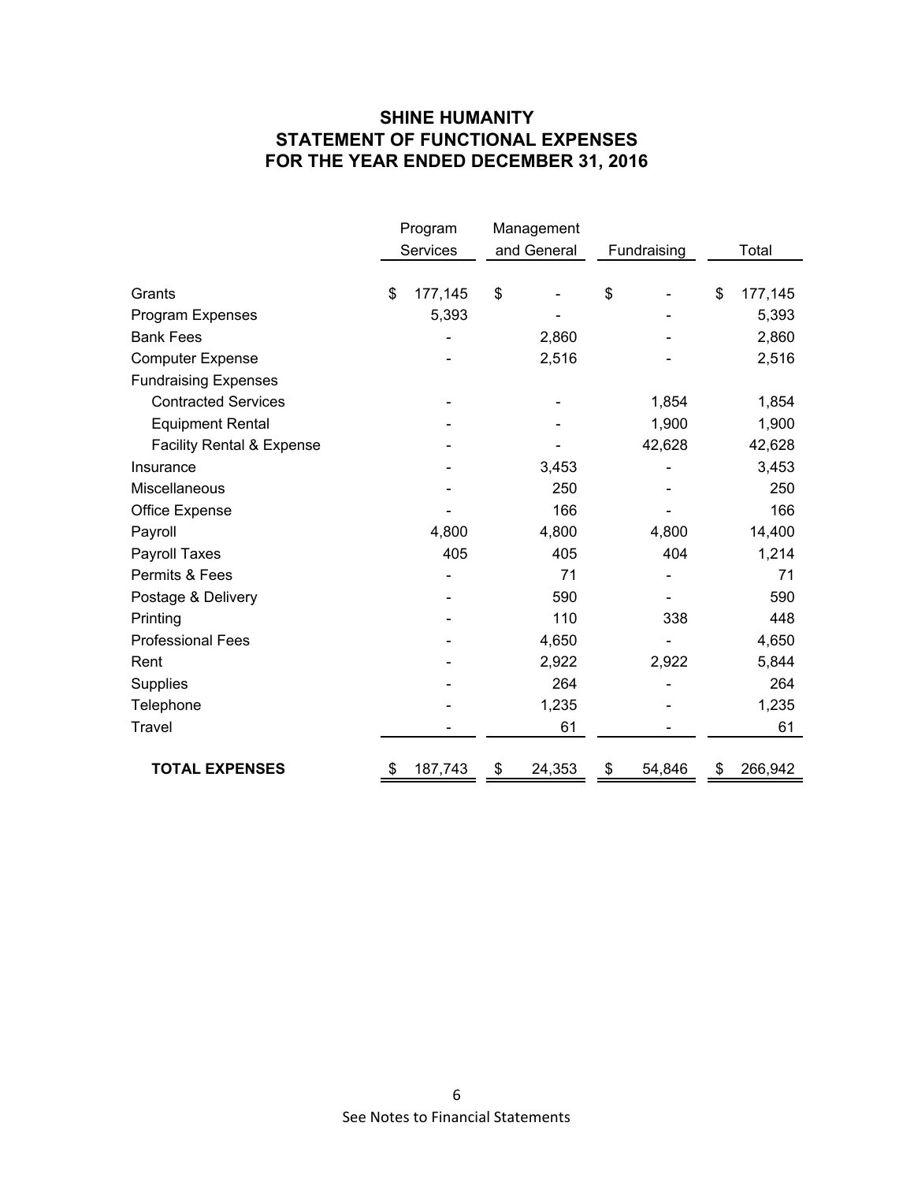# SHINE HUMANITY
## STATEMENT OF FUNCTIONAL EXPENSES
## FOR THE YEAR ENDED DECEMBER 31, 2016

| | Program Services | Management and General | Fundraising | Total |
|---|---|---|---|---|
| Grants | $ 177,145 | $ - | $ - | $ 177,145 |
| Program Expenses | 5,393 | - | - | 5,393 |
| Bank Fees | - | 2,860 | - | 2,860 |
| Computer Expense | - | 2,516 | - | 2,516 |
| Fundraising Expenses | | | | |
| Contracted Services | - | - | 1,854 | 1,854 |
| Equipment Rental | - | - | 1,900 | 1,900 |
| Facility Rental & Expense | - | - | 42,628 | 42,628 |
| Insurance | - | 3,453 | - | 3,453 |
| Miscellaneous | - | 250 | - | 250 |
| Office Expense | - | 166 | - | 166 |
| Payroll | 4,800 | 4,800 | 4,800 | 14,400 |
| Payroll Taxes | 405 | 405 | 404 | 1,214 |
| Permits & Fees | - | 71 | - | 71 |
| Postage & Delivery | - | 590 | - | 590 |
| Printing | - | 110 | 338 | 448 |
| Professional Fees | - | 4,650 | - | 4,650 |
| Rent | - | 2,922 | 2,922 | 5,844 |
| Supplies | - | 264 | - | 264 |
| Telephone | - | 1,235 | - | 1,235 |
| Travel | - | 61 | - | 61 |
| **TOTAL EXPENSES** | $ 187,743 | $ 24,353 | $ 54,846 | $ 266,942 |

See Notes to Financial Statements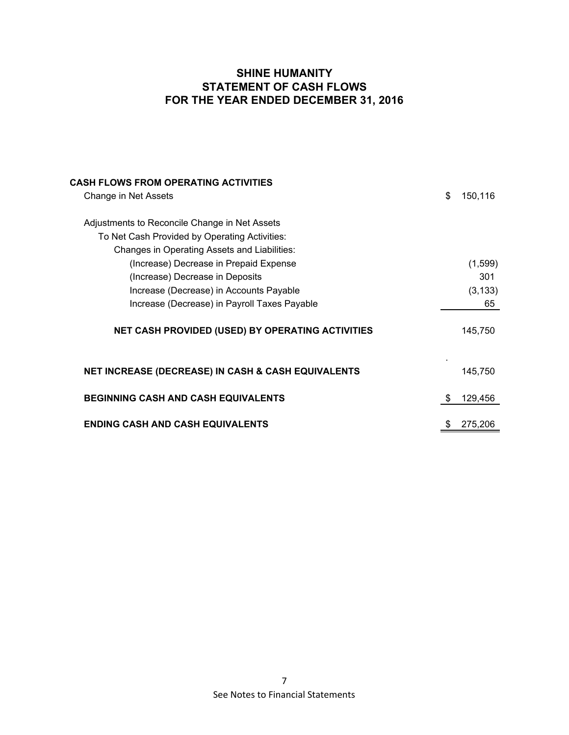# SHINE HUMANITY
## STATEMENT OF CASH FLOWS
## FOR THE YEAR ENDED DECEMBER 31, 2016

| | |
|---|---|
| **CASH FLOWS FROM OPERATING ACTIVITIES** | |
| Change in Net Assets | $ 150,116 |
| Adjustments to Reconcile Change in Net Assets | |
| To Net Cash Provided by Operating Activities: | |
| Changes in Operating Assets and Liabilities: | |
| (Increase) Decrease in Prepaid Expense | (1,599) |
| (Increase) Decrease in Deposits | 301 |
| Increase (Decrease) in Accounts Payable | (3,133) |
| Increase (Decrease) in Payroll Taxes Payable | 65 |
| **NET CASH PROVIDED (USED) BY OPERATING ACTIVITIES** | 145,750 |
| **NET INCREASE (DECREASE) IN CASH & CASH EQUIVALENTS** | 145,750 |
| **BEGINNING CASH AND CASH EQUIVALENTS** | $ 129,456 |
| **ENDING CASH AND CASH EQUIVALENTS** | $ 275,206 |

See Notes to Financial Statements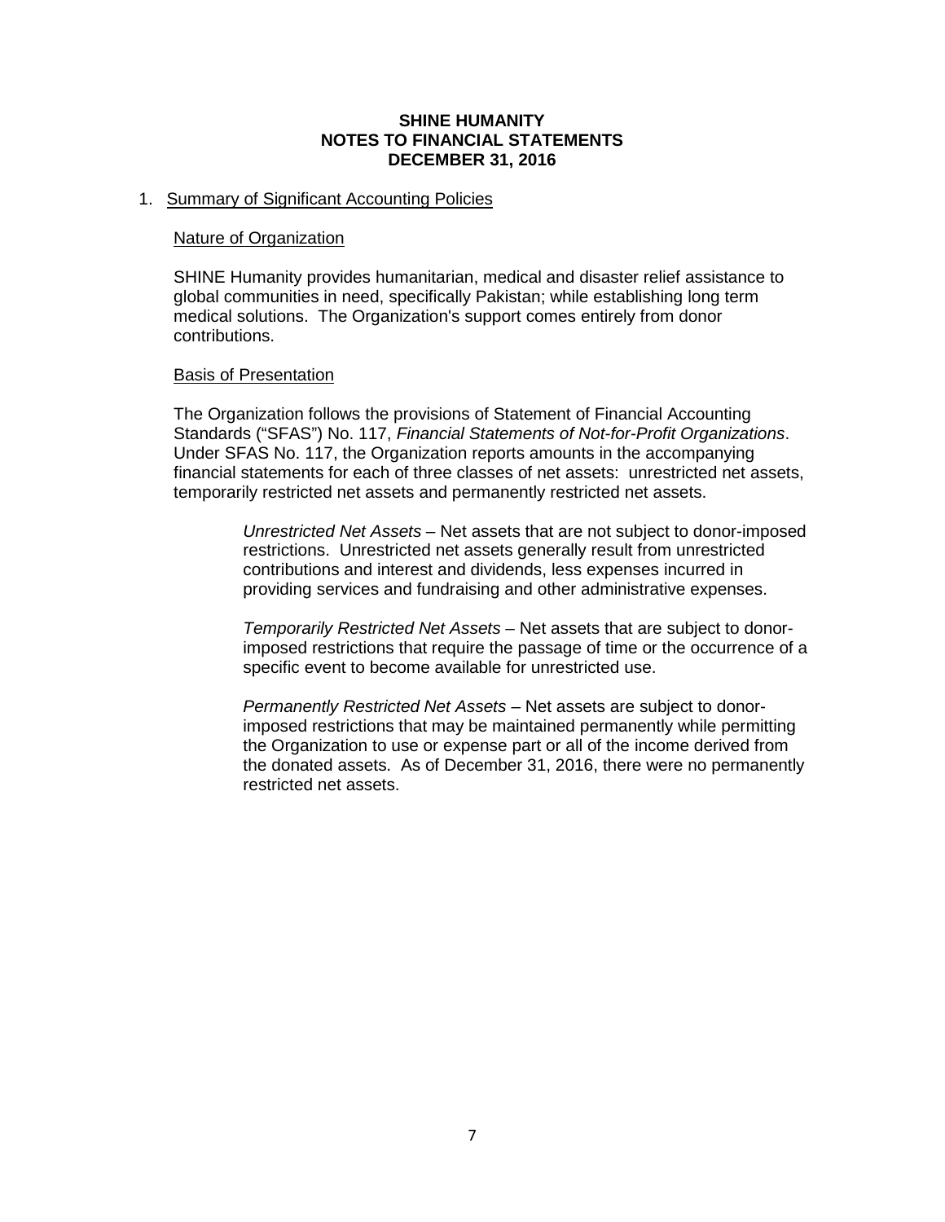# SHINE HUMANITY
## NOTES TO FINANCIAL STATEMENTS
## DECEMBER 31, 2016

1. Summary of Significant Accounting Policies

### Nature of Organization

SHINE Humanity provides humanitarian, medical and disaster relief assistance to global communities in need, specifically Pakistan; while establishing long term medical solutions. The Organization's support comes entirely from donor contributions.

### Basis of Presentation

The Organization follows the provisions of Statement of Financial Accounting Standards ("SFAS") No. 117, *Financial Statements of Not-for-Profit Organizations*. Under SFAS No. 117, the Organization reports amounts in the accompanying financial statements for each of three classes of net assets: unrestricted net assets, temporarily restricted net assets and permanently restricted net assets.

*Unrestricted Net Assets* – Net assets that are not subject to donor-imposed restrictions. Unrestricted net assets generally result from unrestricted contributions and interest and dividends, less expenses incurred in providing services and fundraising and other administrative expenses.

*Temporarily Restricted Net Assets* – Net assets that are subject to donor-imposed restrictions that require the passage of time or the occurrence of a specific event to become available for unrestricted use.

*Permanently Restricted Net Assets* – Net assets are subject to donor-imposed restrictions that may be maintained permanently while permitting the Organization to use or expense part or all of the income derived from the donated assets. As of December 31, 2016, there were no permanently restricted net assets.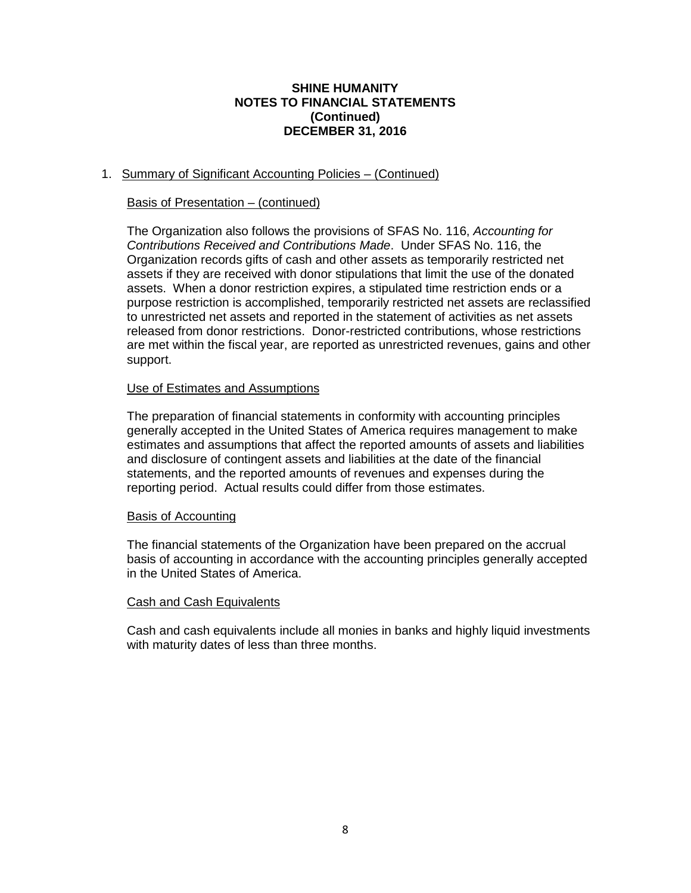**SHINE HUMANITY**
**NOTES TO FINANCIAL STATEMENTS**
**(Continued)**
**DECEMBER 31, 2016**

1. Summary of Significant Accounting Policies – (Continued)

Basis of Presentation – (continued)

The Organization also follows the provisions of SFAS No. 116, *Accounting for Contributions Received and Contributions Made*. Under SFAS No. 116, the Organization records gifts of cash and other assets as temporarily restricted net assets if they are received with donor stipulations that limit the use of the donated assets. When a donor restriction expires, a stipulated time restriction ends or a purpose restriction is accomplished, temporarily restricted net assets are reclassified to unrestricted net assets and reported in the statement of activities as net assets released from donor restrictions. Donor-restricted contributions, whose restrictions are met within the fiscal year, are reported as unrestricted revenues, gains and other support.

Use of Estimates and Assumptions

The preparation of financial statements in conformity with accounting principles generally accepted in the United States of America requires management to make estimates and assumptions that affect the reported amounts of assets and liabilities and disclosure of contingent assets and liabilities at the date of the financial statements, and the reported amounts of revenues and expenses during the reporting period. Actual results could differ from those estimates.

Basis of Accounting

The financial statements of the Organization have been prepared on the accrual basis of accounting in accordance with the accounting principles generally accepted in the United States of America.

Cash and Cash Equivalents

Cash and cash equivalents include all monies in banks and highly liquid investments with maturity dates of less than three months.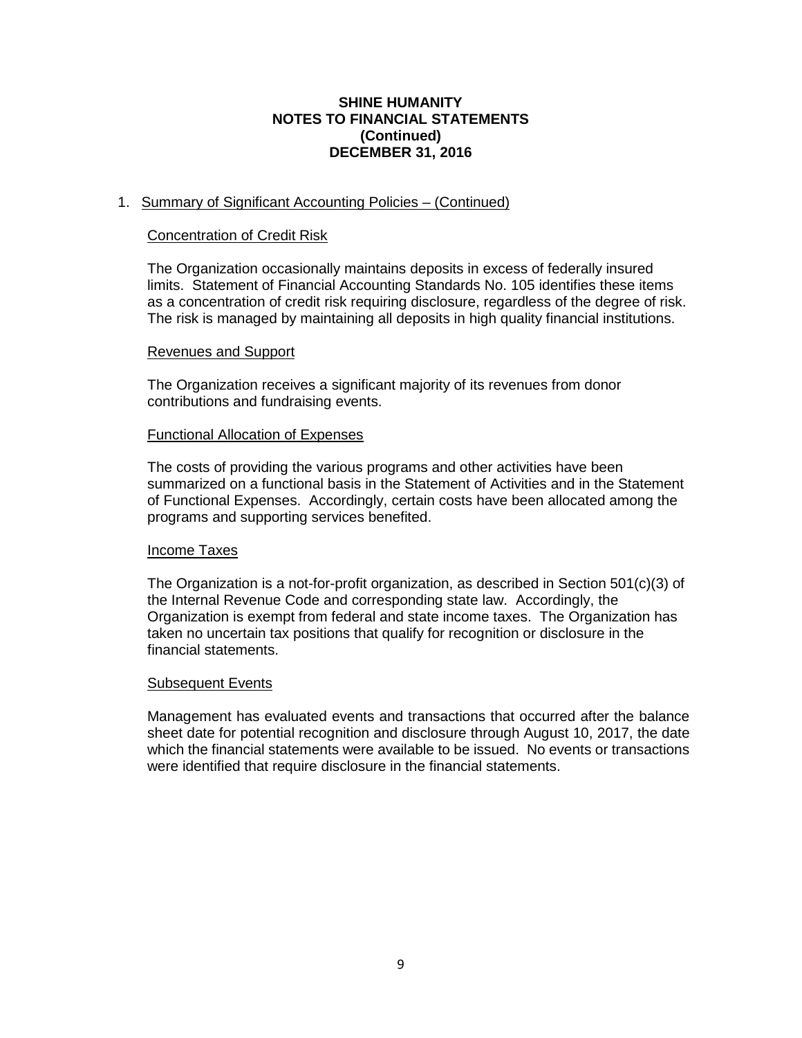# SHINE HUMANITY
## NOTES TO FINANCIAL STATEMENTS
## (Continued)
## DECEMBER 31, 2016

1. Summary of Significant Accounting Policies – (Continued)

### Concentration of Credit Risk

The Organization occasionally maintains deposits in excess of federally insured limits. Statement of Financial Accounting Standards No. 105 identifies these items as a concentration of credit risk requiring disclosure, regardless of the degree of risk. The risk is managed by maintaining all deposits in high quality financial institutions.

### Revenues and Support

The Organization receives a significant majority of its revenues from donor contributions and fundraising events.

### Functional Allocation of Expenses

The costs of providing the various programs and other activities have been summarized on a functional basis in the Statement of Activities and in the Statement of Functional Expenses. Accordingly, certain costs have been allocated among the programs and supporting services benefited.

### Income Taxes

The Organization is a not-for-profit organization, as described in Section 501(c)(3) of the Internal Revenue Code and corresponding state law. Accordingly, the Organization is exempt from federal and state income taxes. The Organization has taken no uncertain tax positions that qualify for recognition or disclosure in the financial statements.

### Subsequent Events

Management has evaluated events and transactions that occurred after the balance sheet date for potential recognition and disclosure through August 10, 2017, the date which the financial statements were available to be issued. No events or transactions were identified that require disclosure in the financial statements.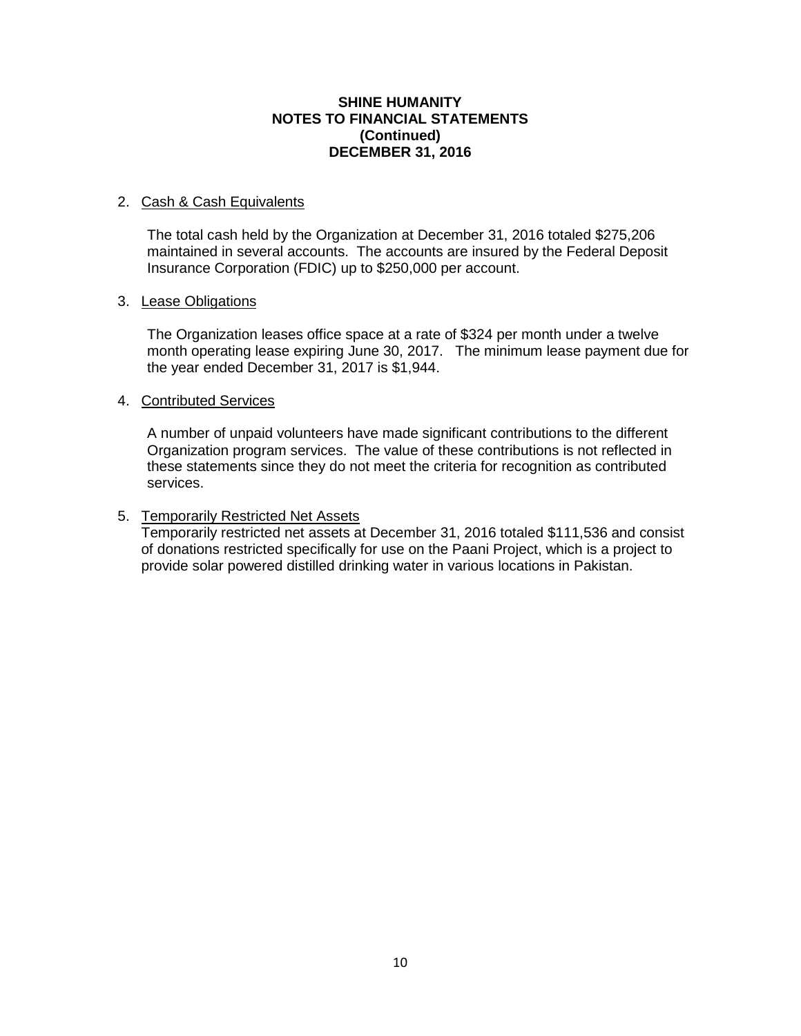**SHINE HUMANITY**
**NOTES TO FINANCIAL STATEMENTS**
**(Continued)**
**DECEMBER 31, 2016**

2. Cash & Cash Equivalents

   The total cash held by the Organization at December 31, 2016 totaled $275,206 maintained in several accounts. The accounts are insured by the Federal Deposit Insurance Corporation (FDIC) up to $250,000 per account.

3. Lease Obligations

   The Organization leases office space at a rate of $324 per month under a twelve month operating lease expiring June 30, 2017. The minimum lease payment due for the year ended December 31, 2017 is $1,944.

4. Contributed Services

   A number of unpaid volunteers have made significant contributions to the different Organization program services. The value of these contributions is not reflected in these statements since they do not meet the criteria for recognition as contributed services.

5. Temporarily Restricted Net Assets

   Temporarily restricted net assets at December 31, 2016 totaled $111,536 and consist of donations restricted specifically for use on the Paani Project, which is a project to provide solar powered distilled drinking water in various locations in Pakistan.